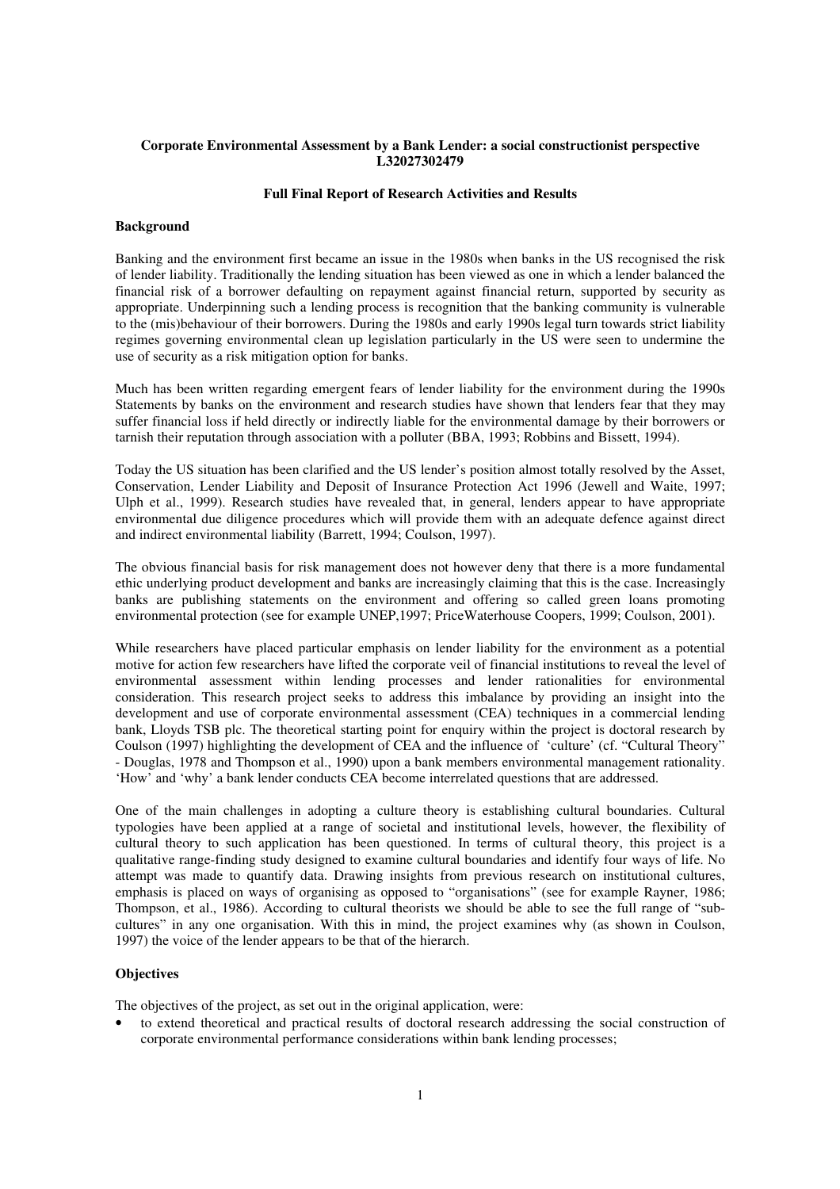**Corporate Environmental Assessment by a Bank Lender: a social constructionist perspective L32027302479**

**Full Final Report of Research Activities and Results**

**Background**

Banking and the environment first became an issue in the 1980s when banks in the US recognised the risk of lender liability. Traditionally the lending situation has been viewed as one in which a lender balanced the financial risk of a borrower defaulting on repayment against financial return, supported by security as appropriate. Underpinning such a lending process is recognition that the banking community is vulnerable to the (mis)behaviour of their borrowers. During the 1980s and early 1990s legal turn towards strict liability regimes governing environmental clean up legislation particularly in the US were seen to undermine the use of security as a risk mitigation option for banks.

Much has been written regarding emergent fears of lender liability for the environment during the 1990s Statements by banks on the environment and research studies have shown that lenders fear that they may suffer financial loss if held directly or indirectly liable for the environmental damage by their borrowers or tarnish their reputation through association with a polluter (BBA, 1993; Robbins and Bissett, 1994).

Today the US situation has been clarified and the US lender's position almost totally resolved by the Asset, Conservation, Lender Liability and Deposit of Insurance Protection Act 1996 (Jewell and Waite, 1997; Ulph et al., 1999). Research studies have revealed that, in general, lenders appear to have appropriate environmental due diligence procedures which will provide them with an adequate defence against direct and indirect environmental liability (Barrett, 1994; Coulson, 1997).

The obvious financial basis for risk management does not however deny that there is a more fundamental ethic underlying product development and banks are increasingly claiming that this is the case. Increasingly banks are publishing statements on the environment and offering so called green loans promoting environmental protection (see for example UNEP,1997; PriceWaterhouse Coopers, 1999; Coulson, 2001).

While researchers have placed particular emphasis on lender liability for the environment as a potential motive for action few researchers have lifted the corporate veil of financial institutions to reveal the level of environmental assessment within lending processes and lender rationalities for environmental consideration. This research project seeks to address this imbalance by providing an insight into the development and use of corporate environmental assessment (CEA) techniques in a commercial lending bank, Lloyds TSB plc. The theoretical starting point for enquiry within the project is doctoral research by Coulson (1997) highlighting the development of CEA and the influence of 'culture' (cf. "Cultural Theory" - Douglas, 1978 and Thompson et al., 1990) upon a bank members environmental management rationality. 'How' and 'why' a bank lender conducts CEA become interrelated questions that are addressed.

One of the main challenges in adopting a culture theory is establishing cultural boundaries. Cultural typologies have been applied at a range of societal and institutional levels, however, the flexibility of cultural theory to such application has been questioned. In terms of cultural theory, this project is a qualitative range-finding study designed to examine cultural boundaries and identify four ways of life. No attempt was made to quantify data. Drawing insights from previous research on institutional cultures, emphasis is placed on ways of organising as opposed to "organisations" (see for example Rayner, 1986; Thompson, et al., 1986). According to cultural theorists we should be able to see the full range of "sub-cultures" in any one organisation. With this in mind, the project examines why (as shown in Coulson, 1997) the voice of the lender appears to be that of the hierarch.

**Objectives**

The objectives of the project, as set out in the original application, were:

- to extend theoretical and practical results of doctoral research addressing the social construction of corporate environmental performance considerations within bank lending processes;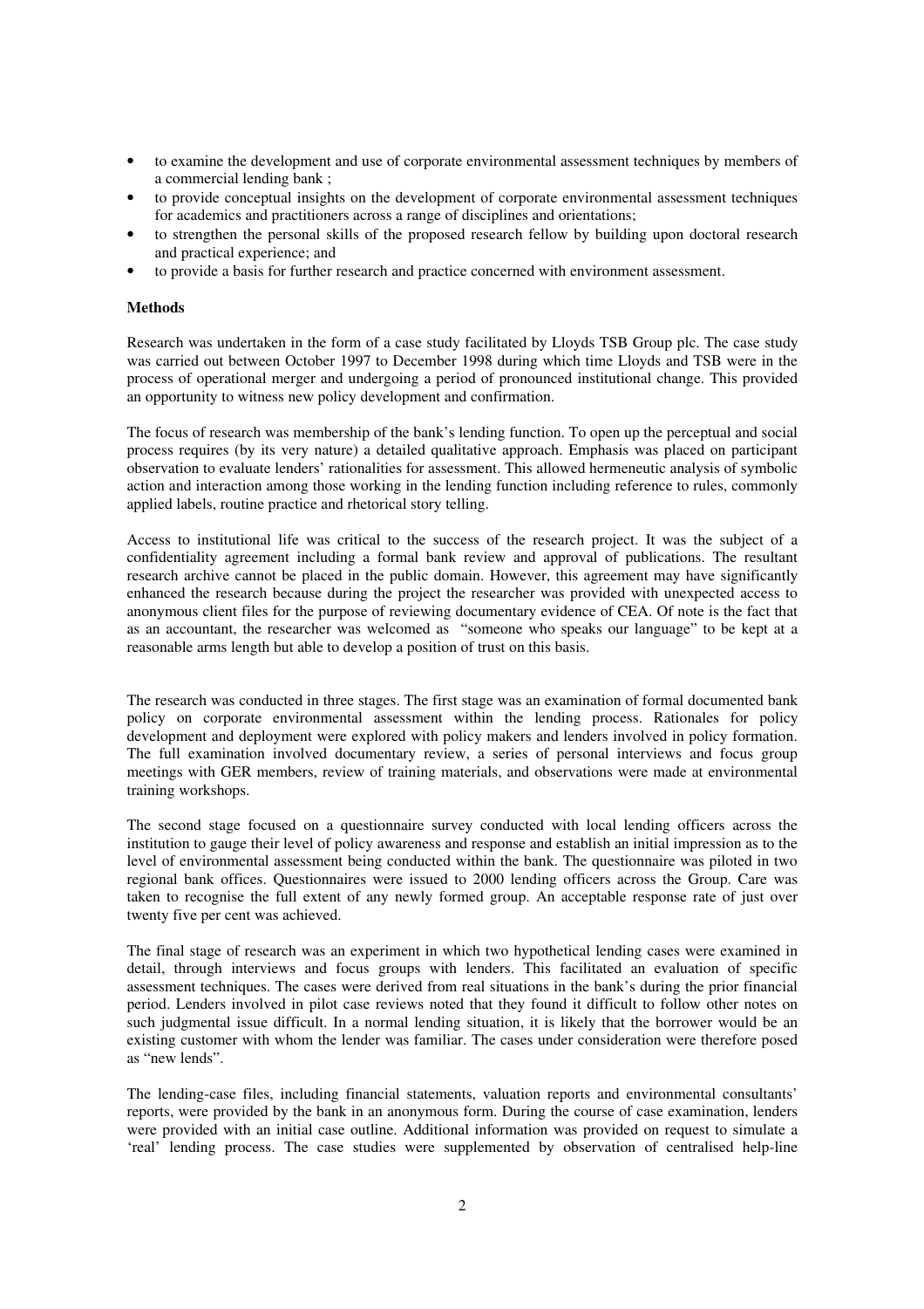- to examine the development and use of corporate environmental assessment techniques by members of a commercial lending bank ;
- to provide conceptual insights on the development of corporate environmental assessment techniques for academics and practitioners across a range of disciplines and orientations;
- to strengthen the personal skills of the proposed research fellow by building upon doctoral research and practical experience; and
- to provide a basis for further research and practice concerned with environment assessment.

**Methods**

Research was undertaken in the form of a case study facilitated by Lloyds TSB Group plc. The case study was carried out between October 1997 to December 1998 during which time Lloyds and TSB were in the process of operational merger and undergoing a period of pronounced institutional change. This provided an opportunity to witness new policy development and confirmation.

The focus of research was membership of the bank's lending function. To open up the perceptual and social process requires (by its very nature) a detailed qualitative approach. Emphasis was placed on participant observation to evaluate lenders' rationalities for assessment. This allowed hermeneutic analysis of symbolic action and interaction among those working in the lending function including reference to rules, commonly applied labels, routine practice and rhetorical story telling.

Access to institutional life was critical to the success of the research project. It was the subject of a confidentiality agreement including a formal bank review and approval of publications. The resultant research archive cannot be placed in the public domain. However, this agreement may have significantly enhanced the research because during the project the researcher was provided with unexpected access to anonymous client files for the purpose of reviewing documentary evidence of CEA. Of note is the fact that as an accountant, the researcher was welcomed as "someone who speaks our language" to be kept at a reasonable arms length but able to develop a position of trust on this basis.

The research was conducted in three stages. The first stage was an examination of formal documented bank policy on corporate environmental assessment within the lending process. Rationales for policy development and deployment were explored with policy makers and lenders involved in policy formation. The full examination involved documentary review, a series of personal interviews and focus group meetings with GER members, review of training materials, and observations were made at environmental training workshops.

The second stage focused on a questionnaire survey conducted with local lending officers across the institution to gauge their level of policy awareness and response and establish an initial impression as to the level of environmental assessment being conducted within the bank. The questionnaire was piloted in two regional bank offices. Questionnaires were issued to 2000 lending officers across the Group. Care was taken to recognise the full extent of any newly formed group. An acceptable response rate of just over twenty five per cent was achieved.

The final stage of research was an experiment in which two hypothetical lending cases were examined in detail, through interviews and focus groups with lenders. This facilitated an evaluation of specific assessment techniques. The cases were derived from real situations in the bank's during the prior financial period. Lenders involved in pilot case reviews noted that they found it difficult to follow other notes on such judgmental issue difficult. In a normal lending situation, it is likely that the borrower would be an existing customer with whom the lender was familiar. The cases under consideration were therefore posed as "new lends".

The lending-case files, including financial statements, valuation reports and environmental consultants' reports, were provided by the bank in an anonymous form. During the course of case examination, lenders were provided with an initial case outline. Additional information was provided on request to simulate a 'real' lending process. The case studies were supplemented by observation of centralised help-line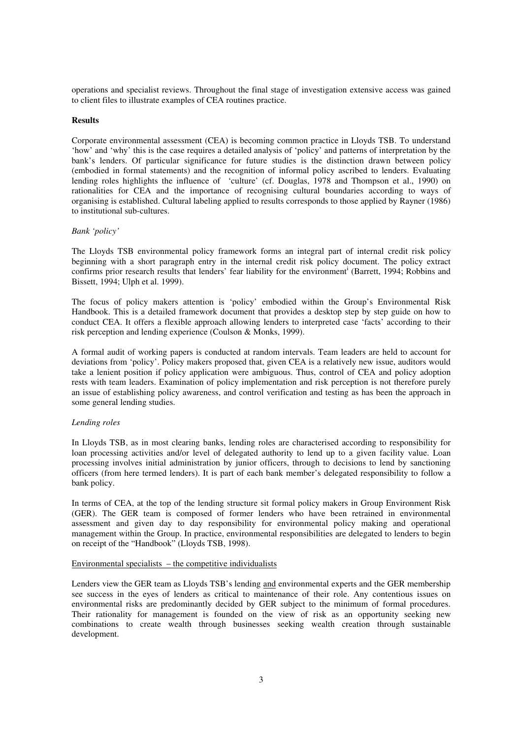operations and specialist reviews. Throughout the final stage of investigation extensive access was gained to client files to illustrate examples of CEA routines practice.

**Results**

Corporate environmental assessment (CEA) is becoming common practice in Lloyds TSB. To understand 'how' and 'why' this is the case requires a detailed analysis of 'policy' and patterns of interpretation by the bank's lenders. Of particular significance for future studies is the distinction drawn between policy (embodied in formal statements) and the recognition of informal policy ascribed to lenders. Evaluating lending roles highlights the influence of 'culture' (cf. Douglas, 1978 and Thompson et al., 1990) on rationalities for CEA and the importance of recognising cultural boundaries according to ways of organising is established. Cultural labeling applied to results corresponds to those applied by Rayner (1986) to institutional sub-cultures.

*Bank 'policy'*

The Lloyds TSB environmental policy framework forms an integral part of internal credit risk policy beginning with a short paragraph entry in the internal credit risk policy document. The policy extract confirms prior research results that lenders' fear liability for the environment[i] (Barrett, 1994; Robbins and Bissett, 1994; Ulph et al. 1999).

The focus of policy makers attention is 'policy' embodied within the Group's Environmental Risk Handbook. This is a detailed framework document that provides a desktop step by step guide on how to conduct CEA. It offers a flexible approach allowing lenders to interpreted case 'facts' according to their risk perception and lending experience (Coulson & Monks, 1999).

A formal audit of working papers is conducted at random intervals. Team leaders are held to account for deviations from 'policy'. Policy makers proposed that, given CEA is a relatively new issue, auditors would take a lenient position if policy application were ambiguous. Thus, control of CEA and policy adoption rests with team leaders. Examination of policy implementation and risk perception is not therefore purely an issue of establishing policy awareness, and control verification and testing as has been the approach in some general lending studies.

*Lending roles*

In Lloyds TSB, as in most clearing banks, lending roles are characterised according to responsibility for loan processing activities and/or level of delegated authority to lend up to a given facility value. Loan processing involves initial administration by junior officers, through to decisions to lend by sanctioning officers (from here termed lenders). It is part of each bank member's delegated responsibility to follow a bank policy.

In terms of CEA, at the top of the lending structure sit formal policy makers in Group Environment Risk (GER). The GER team is composed of former lenders who have been retrained in environmental assessment and given day to day responsibility for environmental policy making and operational management within the Group. In practice, environmental responsibilities are delegated to lenders to begin on receipt of the "Handbook" (Lloyds TSB, 1998).

<u>Environmental specialists – the competitive individualists</u>

Lenders view the GER team as Lloyds TSB's lending <u>and</u> environmental experts and the GER membership see success in the eyes of lenders as critical to maintenance of their role. Any contentious issues on environmental risks are predominantly decided by GER subject to the minimum of formal procedures. Their rationality for management is founded on the view of risk as an opportunity seeking new combinations to create wealth through businesses seeking wealth creation through sustainable development.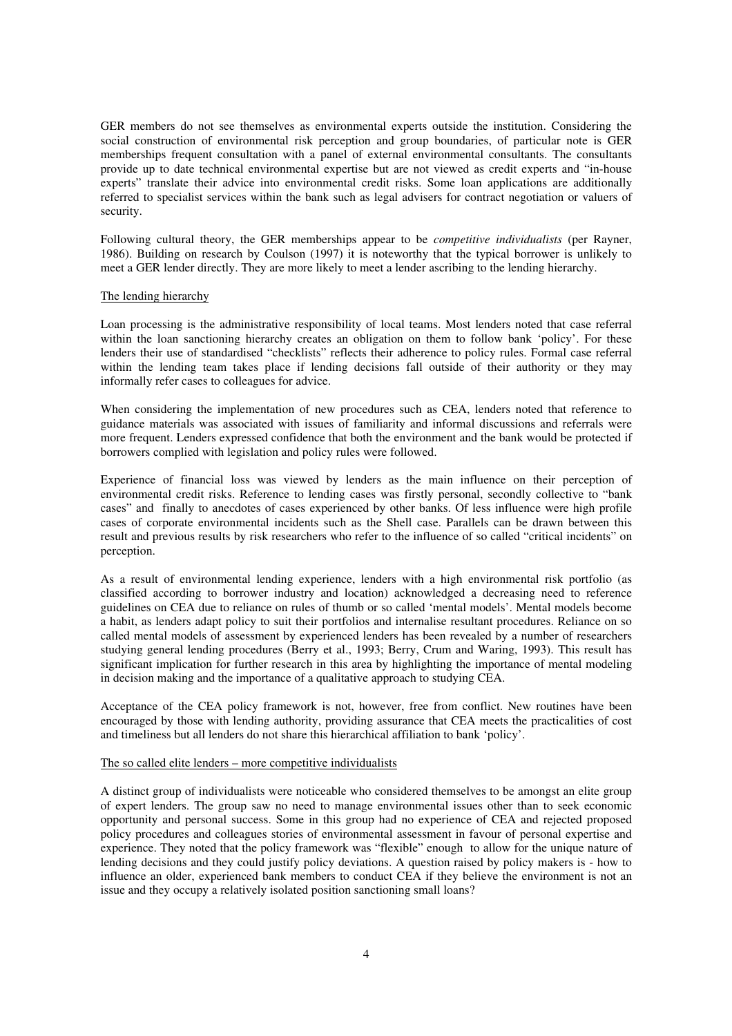GER members do not see themselves as environmental experts outside the institution. Considering the social construction of environmental risk perception and group boundaries, of particular note is GER memberships frequent consultation with a panel of external environmental consultants. The consultants provide up to date technical environmental expertise but are not viewed as credit experts and "in-house experts" translate their advice into environmental credit risks. Some loan applications are additionally referred to specialist services within the bank such as legal advisers for contract negotiation or valuers of security.

Following cultural theory, the GER memberships appear to be *competitive individualists* (per Rayner, 1986). Building on research by Coulson (1997) it is noteworthy that the typical borrower is unlikely to meet a GER lender directly. They are more likely to meet a lender ascribing to the lending hierarchy.

The lending hierarchy

Loan processing is the administrative responsibility of local teams. Most lenders noted that case referral within the loan sanctioning hierarchy creates an obligation on them to follow bank 'policy'. For these lenders their use of standardised "checklists" reflects their adherence to policy rules. Formal case referral within the lending team takes place if lending decisions fall outside of their authority or they may informally refer cases to colleagues for advice.

When considering the implementation of new procedures such as CEA, lenders noted that reference to guidance materials was associated with issues of familiarity and informal discussions and referrals were more frequent. Lenders expressed confidence that both the environment and the bank would be protected if borrowers complied with legislation and policy rules were followed.

Experience of financial loss was viewed by lenders as the main influence on their perception of environmental credit risks. Reference to lending cases was firstly personal, secondly collective to "bank cases" and finally to anecdotes of cases experienced by other banks. Of less influence were high profile cases of corporate environmental incidents such as the Shell case. Parallels can be drawn between this result and previous results by risk researchers who refer to the influence of so called "critical incidents" on perception.

As a result of environmental lending experience, lenders with a high environmental risk portfolio (as classified according to borrower industry and location) acknowledged a decreasing need to reference guidelines on CEA due to reliance on rules of thumb or so called 'mental models'. Mental models become a habit, as lenders adapt policy to suit their portfolios and internalise resultant procedures. Reliance on so called mental models of assessment by experienced lenders has been revealed by a number of researchers studying general lending procedures (Berry et al., 1993; Berry, Crum and Waring, 1993). This result has significant implication for further research in this area by highlighting the importance of mental modeling in decision making and the importance of a qualitative approach to studying CEA.

Acceptance of the CEA policy framework is not, however, free from conflict. New routines have been encouraged by those with lending authority, providing assurance that CEA meets the practicalities of cost and timeliness but all lenders do not share this hierarchical affiliation to bank 'policy'.

The so called elite lenders – more competitive individualists

A distinct group of individualists were noticeable who considered themselves to be amongst an elite group of expert lenders. The group saw no need to manage environmental issues other than to seek economic opportunity and personal success. Some in this group had no experience of CEA and rejected proposed policy procedures and colleagues stories of environmental assessment in favour of personal expertise and experience. They noted that the policy framework was "flexible" enough to allow for the unique nature of lending decisions and they could justify policy deviations. A question raised by policy makers is - how to influence an older, experienced bank members to conduct CEA if they believe the environment is not an issue and they occupy a relatively isolated position sanctioning small loans?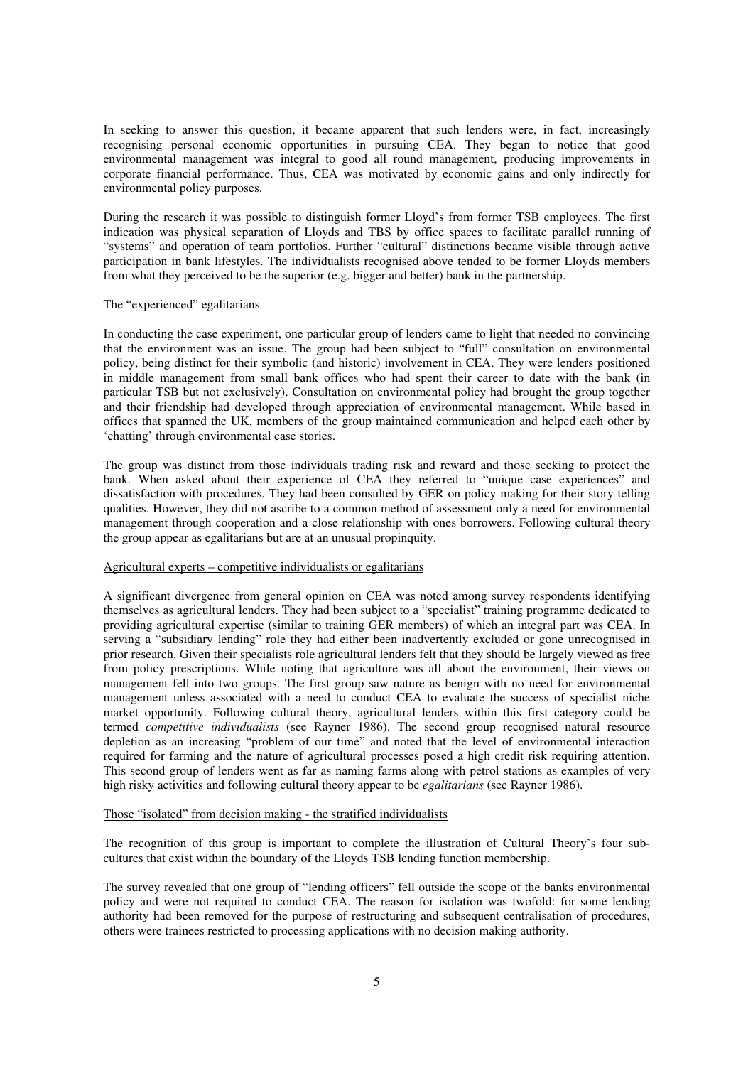In seeking to answer this question, it became apparent that such lenders were, in fact, increasingly recognising personal economic opportunities in pursuing CEA. They began to notice that good environmental management was integral to good all round management, producing improvements in corporate financial performance. Thus, CEA was motivated by economic gains and only indirectly for environmental policy purposes.

During the research it was possible to distinguish former Lloyd's from former TSB employees. The first indication was physical separation of Lloyds and TBS by office spaces to facilitate parallel running of "systems" and operation of team portfolios. Further "cultural" distinctions became visible through active participation in bank lifestyles. The individualists recognised above tended to be former Lloyds members from what they perceived to be the superior (e.g. bigger and better) bank in the partnership.

The "experienced" egalitarians

In conducting the case experiment, one particular group of lenders came to light that needed no convincing that the environment was an issue. The group had been subject to "full" consultation on environmental policy, being distinct for their symbolic (and historic) involvement in CEA. They were lenders positioned in middle management from small bank offices who had spent their career to date with the bank (in particular TSB but not exclusively). Consultation on environmental policy had brought the group together and their friendship had developed through appreciation of environmental management. While based in offices that spanned the UK, members of the group maintained communication and helped each other by 'chatting' through environmental case stories.

The group was distinct from those individuals trading risk and reward and those seeking to protect the bank. When asked about their experience of CEA they referred to "unique case experiences" and dissatisfaction with procedures. They had been consulted by GER on policy making for their story telling qualities. However, they did not ascribe to a common method of assessment only a need for environmental management through cooperation and a close relationship with ones borrowers. Following cultural theory the group appear as egalitarians but are at an unusual propinquity.

Agricultural experts – competitive individualists or egalitarians

A significant divergence from general opinion on CEA was noted among survey respondents identifying themselves as agricultural lenders. They had been subject to a "specialist" training programme dedicated to providing agricultural expertise (similar to training GER members) of which an integral part was CEA. In serving a "subsidiary lending" role they had either been inadvertently excluded or gone unrecognised in prior research. Given their specialists role agricultural lenders felt that they should be largely viewed as free from policy prescriptions. While noting that agriculture was all about the environment, their views on management fell into two groups. The first group saw nature as benign with no need for environmental management unless associated with a need to conduct CEA to evaluate the success of specialist niche market opportunity. Following cultural theory, agricultural lenders within this first category could be termed *competitive individualists* (see Rayner 1986). The second group recognised natural resource depletion as an increasing "problem of our time" and noted that the level of environmental interaction required for farming and the nature of agricultural processes posed a high credit risk requiring attention. This second group of lenders went as far as naming farms along with petrol stations as examples of very high risky activities and following cultural theory appear to be *egalitarians* (see Rayner 1986).

Those "isolated" from decision making - the stratified individualists

The recognition of this group is important to complete the illustration of Cultural Theory's four sub-cultures that exist within the boundary of the Lloyds TSB lending function membership.

The survey revealed that one group of "lending officers" fell outside the scope of the banks environmental policy and were not required to conduct CEA. The reason for isolation was twofold: for some lending authority had been removed for the purpose of restructuring and subsequent centralisation of procedures, others were trainees restricted to processing applications with no decision making authority.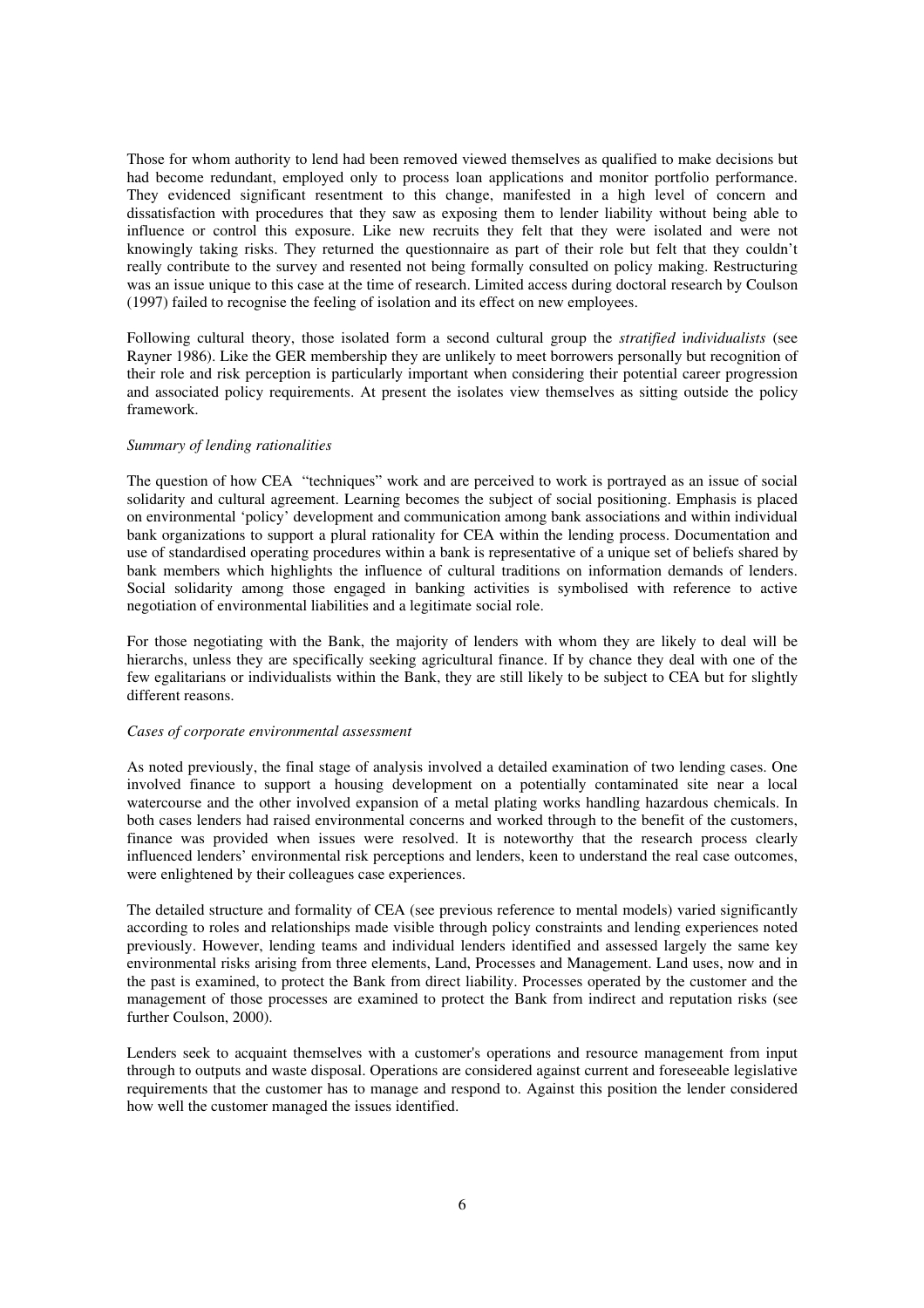Those for whom authority to lend had been removed viewed themselves as qualified to make decisions but had become redundant, employed only to process loan applications and monitor portfolio performance. They evidenced significant resentment to this change, manifested in a high level of concern and dissatisfaction with procedures that they saw as exposing them to lender liability without being able to influence or control this exposure. Like new recruits they felt that they were isolated and were not knowingly taking risks. They returned the questionnaire as part of their role but felt that they couldn't really contribute to the survey and resented not being formally consulted on policy making. Restructuring was an issue unique to this case at the time of research. Limited access during doctoral research by Coulson (1997) failed to recognise the feeling of isolation and its effect on new employees.

Following cultural theory, those isolated form a second cultural group the *stratified individualists* (see Rayner 1986). Like the GER membership they are unlikely to meet borrowers personally but recognition of their role and risk perception is particularly important when considering their potential career progression and associated policy requirements. At present the isolates view themselves as sitting outside the policy framework.

*Summary of lending rationalities*

The question of how CEA "techniques" work and are perceived to work is portrayed as an issue of social solidarity and cultural agreement. Learning becomes the subject of social positioning. Emphasis is placed on environmental 'policy' development and communication among bank associations and within individual bank organizations to support a plural rationality for CEA within the lending process. Documentation and use of standardised operating procedures within a bank is representative of a unique set of beliefs shared by bank members which highlights the influence of cultural traditions on information demands of lenders. Social solidarity among those engaged in banking activities is symbolised with reference to active negotiation of environmental liabilities and a legitimate social role.

For those negotiating with the Bank, the majority of lenders with whom they are likely to deal will be hierarchs, unless they are specifically seeking agricultural finance. If by chance they deal with one of the few egalitarians or individualists within the Bank, they are still likely to be subject to CEA but for slightly different reasons.

*Cases of corporate environmental assessment*

As noted previously, the final stage of analysis involved a detailed examination of two lending cases. One involved finance to support a housing development on a potentially contaminated site near a local watercourse and the other involved expansion of a metal plating works handling hazardous chemicals. In both cases lenders had raised environmental concerns and worked through to the benefit of the customers, finance was provided when issues were resolved. It is noteworthy that the research process clearly influenced lenders' environmental risk perceptions and lenders, keen to understand the real case outcomes, were enlightened by their colleagues case experiences.

The detailed structure and formality of CEA (see previous reference to mental models) varied significantly according to roles and relationships made visible through policy constraints and lending experiences noted previously. However, lending teams and individual lenders identified and assessed largely the same key environmental risks arising from three elements, Land, Processes and Management. Land uses, now and in the past is examined, to protect the Bank from direct liability. Processes operated by the customer and the management of those processes are examined to protect the Bank from indirect and reputation risks (see further Coulson, 2000).

Lenders seek to acquaint themselves with a customer's operations and resource management from input through to outputs and waste disposal. Operations are considered against current and foreseeable legislative requirements that the customer has to manage and respond to. Against this position the lender considered how well the customer managed the issues identified.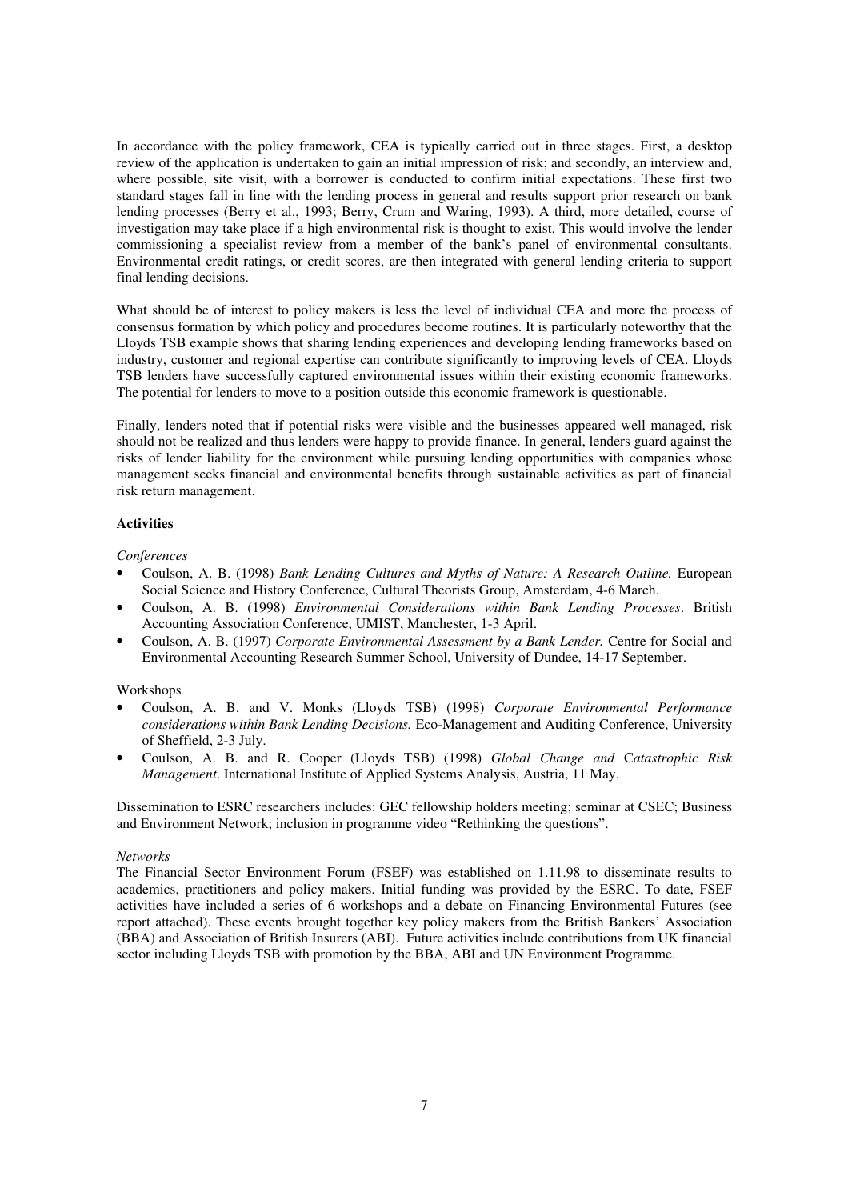In accordance with the policy framework, CEA is typically carried out in three stages. First, a desktop review of the application is undertaken to gain an initial impression of risk; and secondly, an interview and, where possible, site visit, with a borrower is conducted to confirm initial expectations. These first two standard stages fall in line with the lending process in general and results support prior research on bank lending processes (Berry et al., 1993; Berry, Crum and Waring, 1993). A third, more detailed, course of investigation may take place if a high environmental risk is thought to exist. This would involve the lender commissioning a specialist review from a member of the bank's panel of environmental consultants. Environmental credit ratings, or credit scores, are then integrated with general lending criteria to support final lending decisions.

What should be of interest to policy makers is less the level of individual CEA and more the process of consensus formation by which policy and procedures become routines. It is particularly noteworthy that the Lloyds TSB example shows that sharing lending experiences and developing lending frameworks based on industry, customer and regional expertise can contribute significantly to improving levels of CEA. Lloyds TSB lenders have successfully captured environmental issues within their existing economic frameworks. The potential for lenders to move to a position outside this economic framework is questionable.

Finally, lenders noted that if potential risks were visible and the businesses appeared well managed, risk should not be realized and thus lenders were happy to provide finance. In general, lenders guard against the risks of lender liability for the environment while pursuing lending opportunities with companies whose management seeks financial and environmental benefits through sustainable activities as part of financial risk return management.

**Activities**

*Conferences*

- Coulson, A. B. (1998) *Bank Lending Cultures and Myths of Nature: A Research Outline.* European Social Science and History Conference, Cultural Theorists Group, Amsterdam, 4-6 March.
- Coulson, A. B. (1998) *Environmental Considerations within Bank Lending Processes*. British Accounting Association Conference, UMIST, Manchester, 1-3 April.
- Coulson, A. B. (1997) *Corporate Environmental Assessment by a Bank Lender.* Centre for Social and Environmental Accounting Research Summer School, University of Dundee, 14-17 September.

Workshops

- Coulson, A. B. and V. Monks (Lloyds TSB) (1998) *Corporate Environmental Performance considerations within Bank Lending Decisions.* Eco-Management and Auditing Conference, University of Sheffield, 2-3 July.
- Coulson, A. B. and R. Cooper (Lloyds TSB) (1998) *Global Change and Catastrophic Risk Management*. International Institute of Applied Systems Analysis, Austria, 11 May.

Dissemination to ESRC researchers includes: GEC fellowship holders meeting; seminar at CSEC; Business and Environment Network; inclusion in programme video "Rethinking the questions".

*Networks*

The Financial Sector Environment Forum (FSEF) was established on 1.11.98 to disseminate results to academics, practitioners and policy makers. Initial funding was provided by the ESRC. To date, FSEF activities have included a series of 6 workshops and a debate on Financing Environmental Futures (see report attached). These events brought together key policy makers from the British Bankers' Association (BBA) and Association of British Insurers (ABI). Future activities include contributions from UK financial sector including Lloyds TSB with promotion by the BBA, ABI and UN Environment Programme.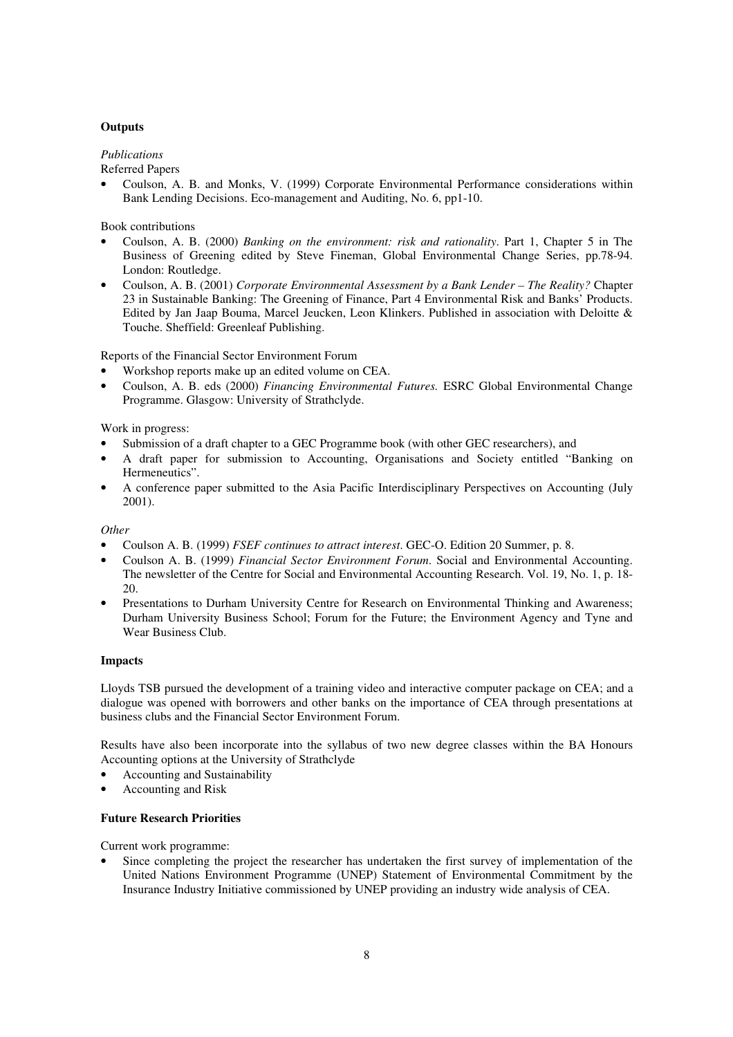**Outputs**

*Publications*

Referred Papers

- Coulson, A. B. and Monks, V. (1999) Corporate Environmental Performance considerations within Bank Lending Decisions. Eco-management and Auditing, No. 6, pp1-10.

Book contributions

- Coulson, A. B. (2000) *Banking on the environment: risk and rationality*. Part 1, Chapter 5 in The Business of Greening edited by Steve Fineman, Global Environmental Change Series, pp.78-94. London: Routledge.
- Coulson, A. B. (2001) *Corporate Environmental Assessment by a Bank Lender – The Reality?* Chapter 23 in Sustainable Banking: The Greening of Finance, Part 4 Environmental Risk and Banks' Products. Edited by Jan Jaap Bouma, Marcel Jeucken, Leon Klinkers. Published in association with Deloitte & Touche. Sheffield: Greenleaf Publishing.

Reports of the Financial Sector Environment Forum

- Workshop reports make up an edited volume on CEA.
- Coulson, A. B. eds (2000) *Financing Environmental Futures.* ESRC Global Environmental Change Programme. Glasgow: University of Strathclyde.

Work in progress:

- Submission of a draft chapter to a GEC Programme book (with other GEC researchers), and
- A draft paper for submission to Accounting, Organisations and Society entitled "Banking on Hermeneutics".
- A conference paper submitted to the Asia Pacific Interdisciplinary Perspectives on Accounting (July 2001).

*Other*

- Coulson A. B. (1999) *FSEF continues to attract interest*. GEC-O. Edition 20 Summer, p. 8.
- Coulson A. B. (1999) *Financial Sector Environment Forum*. Social and Environmental Accounting. The newsletter of the Centre for Social and Environmental Accounting Research. Vol. 19, No. 1, p. 18-20.
- Presentations to Durham University Centre for Research on Environmental Thinking and Awareness; Durham University Business School; Forum for the Future; the Environment Agency and Tyne and Wear Business Club.

**Impacts**

Lloyds TSB pursued the development of a training video and interactive computer package on CEA; and a dialogue was opened with borrowers and other banks on the importance of CEA through presentations at business clubs and the Financial Sector Environment Forum.

Results have also been incorporate into the syllabus of two new degree classes within the BA Honours Accounting options at the University of Strathclyde

- Accounting and Sustainability
- Accounting and Risk

**Future Research Priorities**

Current work programme:

- Since completing the project the researcher has undertaken the first survey of implementation of the United Nations Environment Programme (UNEP) Statement of Environmental Commitment by the Insurance Industry Initiative commissioned by UNEP providing an industry wide analysis of CEA.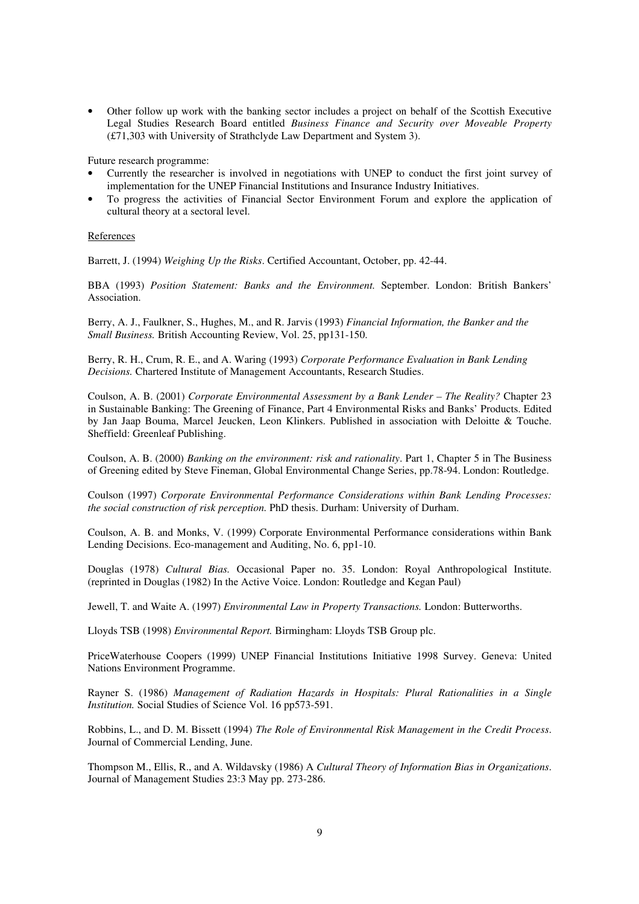- Other follow up work with the banking sector includes a project on behalf of the Scottish Executive Legal Studies Research Board entitled *Business Finance and Security over Moveable Property* (£71,303 with University of Strathclyde Law Department and System 3).

Future research programme:

- Currently the researcher is involved in negotiations with UNEP to conduct the first joint survey of implementation for the UNEP Financial Institutions and Insurance Industry Initiatives.
- To progress the activities of Financial Sector Environment Forum and explore the application of cultural theory at a sectoral level.

References

Barrett, J. (1994) *Weighing Up the Risks*. Certified Accountant, October, pp. 42-44.

BBA (1993) *Position Statement: Banks and the Environment.* September. London: British Bankers' Association.

Berry, A. J., Faulkner, S., Hughes, M., and R. Jarvis (1993) *Financial Information, the Banker and the Small Business.* British Accounting Review, Vol. 25, pp131-150.

Berry, R. H., Crum, R. E., and A. Waring (1993) *Corporate Performance Evaluation in Bank Lending Decisions.* Chartered Institute of Management Accountants, Research Studies.

Coulson, A. B. (2001) *Corporate Environmental Assessment by a Bank Lender – The Reality?* Chapter 23 in Sustainable Banking: The Greening of Finance, Part 4 Environmental Risks and Banks' Products. Edited by Jan Jaap Bouma, Marcel Jeucken, Leon Klinkers. Published in association with Deloitte & Touche. Sheffield: Greenleaf Publishing.

Coulson, A. B. (2000) *Banking on the environment: risk and rationality*. Part 1, Chapter 5 in The Business of Greening edited by Steve Fineman, Global Environmental Change Series, pp.78-94. London: Routledge.

Coulson (1997) *Corporate Environmental Performance Considerations within Bank Lending Processes: the social construction of risk perception.* PhD thesis. Durham: University of Durham.

Coulson, A. B. and Monks, V. (1999) Corporate Environmental Performance considerations within Bank Lending Decisions. Eco-management and Auditing, No. 6, pp1-10.

Douglas (1978) *Cultural Bias.* Occasional Paper no. 35. London: Royal Anthropological Institute. (reprinted in Douglas (1982) In the Active Voice. London: Routledge and Kegan Paul)

Jewell, T. and Waite A. (1997) *Environmental Law in Property Transactions.* London: Butterworths.

Lloyds TSB (1998) *Environmental Report.* Birmingham: Lloyds TSB Group plc.

PriceWaterhouse Coopers (1999) UNEP Financial Institutions Initiative 1998 Survey. Geneva: United Nations Environment Programme.

Rayner S. (1986) *Management of Radiation Hazards in Hospitals: Plural Rationalities in a Single Institution.* Social Studies of Science Vol. 16 pp573-591.

Robbins, L., and D. M. Bissett (1994) *The Role of Environmental Risk Management in the Credit Process*. Journal of Commercial Lending, June.

Thompson M., Ellis, R., and A. Wildavsky (1986) A *Cultural Theory of Information Bias in Organizations*. Journal of Management Studies 23:3 May pp. 273-286.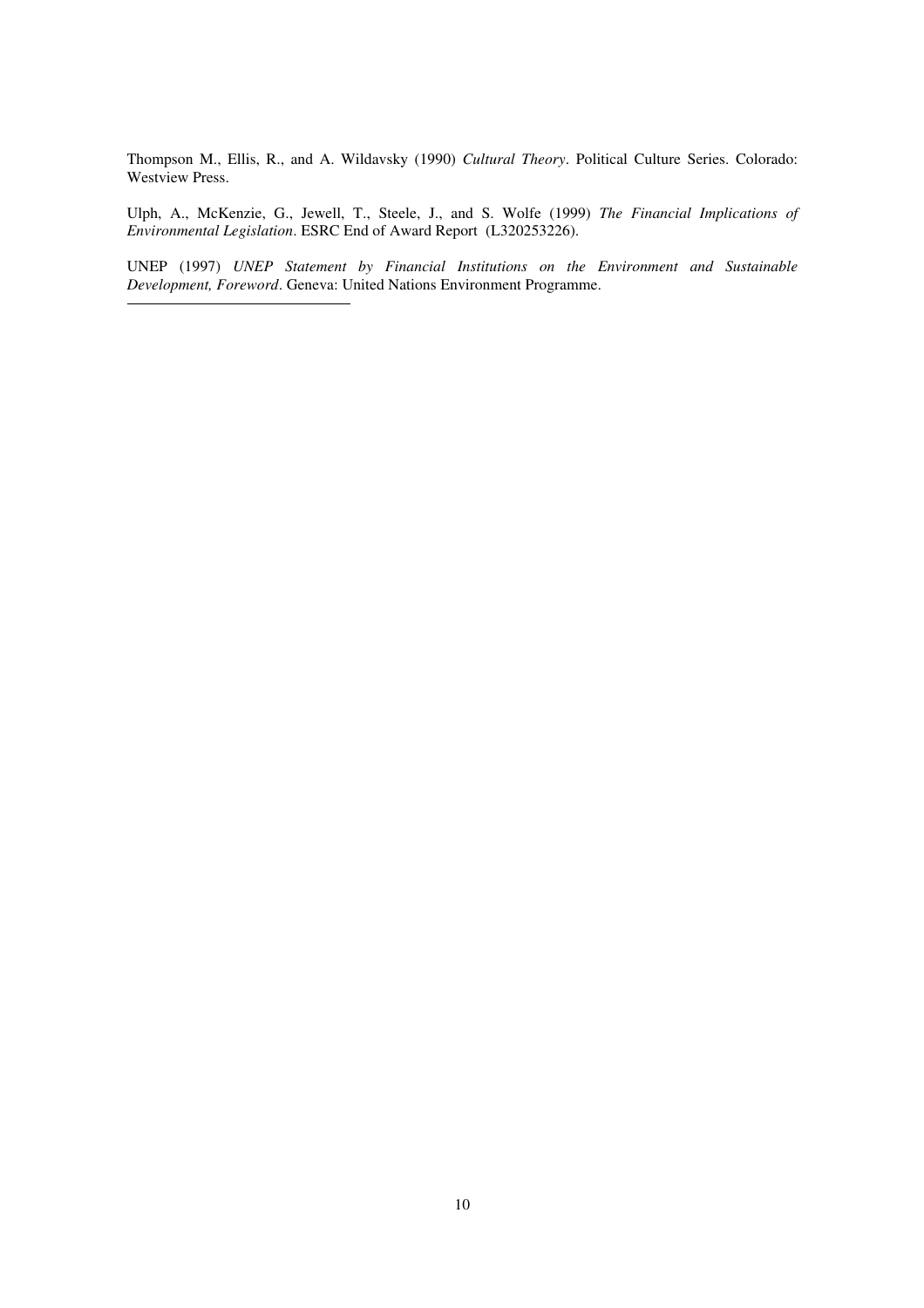Thompson M., Ellis, R., and A. Wildavsky (1990) *Cultural Theory*. Political Culture Series. Colorado: Westview Press.

Ulph, A., McKenzie, G., Jewell, T., Steele, J., and S. Wolfe (1999) *The Financial Implications of Environmental Legislation*. ESRC End of Award Report (L320253226).

UNEP (1997) *UNEP Statement by Financial Institutions on the Environment and Sustainable Development, Foreword*. Geneva: United Nations Environment Programme.